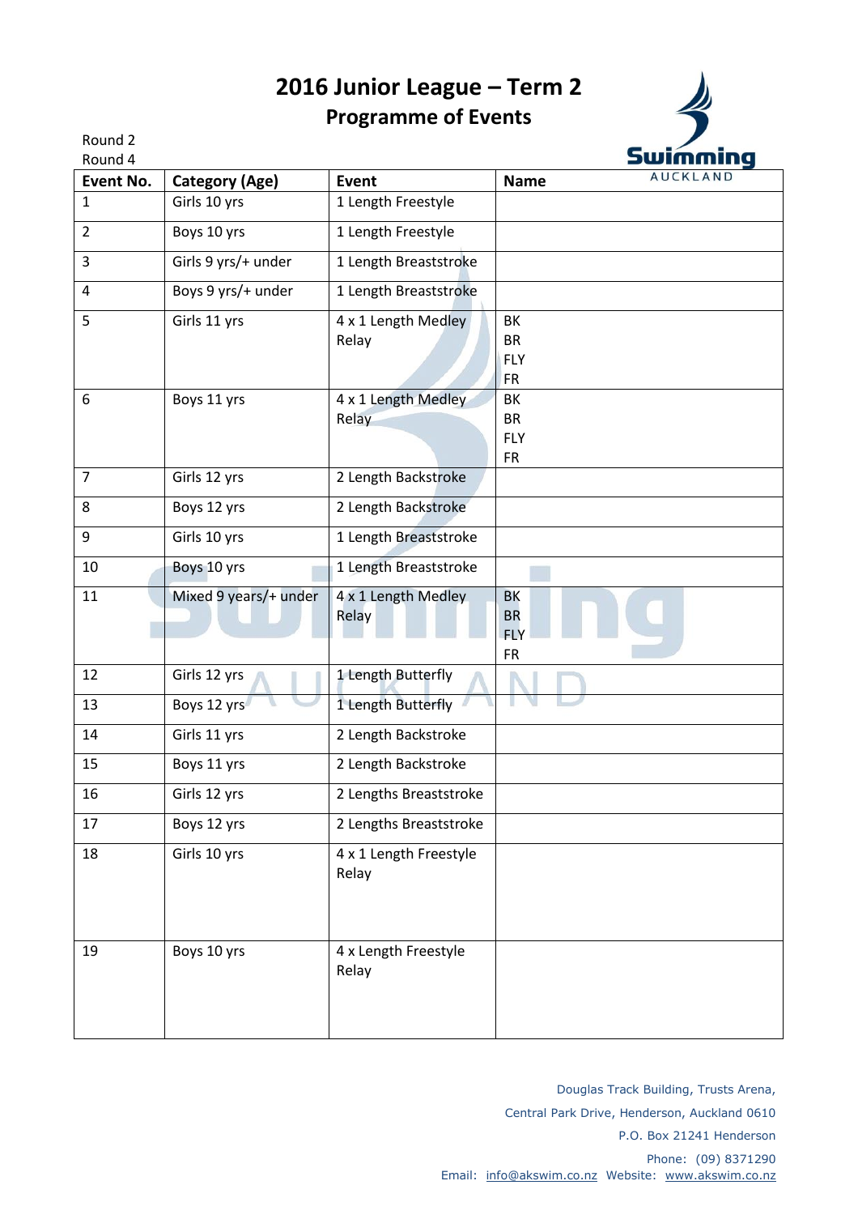# 2016 Junior League – Term 2

## Programme of Events

Round 2
Round 4

| Event No. | Category (Age) | Event | Name |
|---|---|---|---|
| 1 | Girls 10 yrs | 1 Length Freestyle | |
| 2 | Boys 10 yrs | 1 Length Freestyle | |
| 3 | Girls 9 yrs/+ under | 1 Length Breaststroke | |
| 4 | Boys 9 yrs/+ under | 1 Length Breaststroke | |
| 5 | Girls 11 yrs | 4 x 1 Length Medley Relay | BK<br>BR<br>FLY<br>FR |
| 6 | Boys 11 yrs | 4 x 1 Length Medley Relay | BK<br>BR<br>FLY<br>FR |
| 7 | Girls 12 yrs | 2 Length Backstroke | |
| 8 | Boys 12 yrs | 2 Length Backstroke | |
| 9 | Girls 10 yrs | 1 Length Breaststroke | |
| 10 | Boys 10 yrs | 1 Length Breaststroke | |
| 11 | Mixed 9 years/+ under | 4 x 1 Length Medley Relay | BK<br>BR<br>FLY<br>FR |
| 12 | Girls 12 yrs | 1 Length Butterfly | |
| 13 | Boys 12 yrs | 1 Length Butterfly | |
| 14 | Girls 11 yrs | 2 Length Backstroke | |
| 15 | Boys 11 yrs | 2 Length Backstroke | |
| 16 | Girls 12 yrs | 2 Lengths Breaststroke | |
| 17 | Boys 12 yrs | 2 Lengths Breaststroke | |
| 18 | Girls 10 yrs | 4 x 1 Length Freestyle Relay | |
| 19 | Boys 10 yrs | 4 x Length Freestyle Relay | |

Douglas Track Building, Trusts Arena,
Central Park Drive, Henderson, Auckland 0610
P.O. Box 21241 Henderson
Phone: (09) 8371290
Email: info@akswim.co.nz Website: www.akswim.co.nz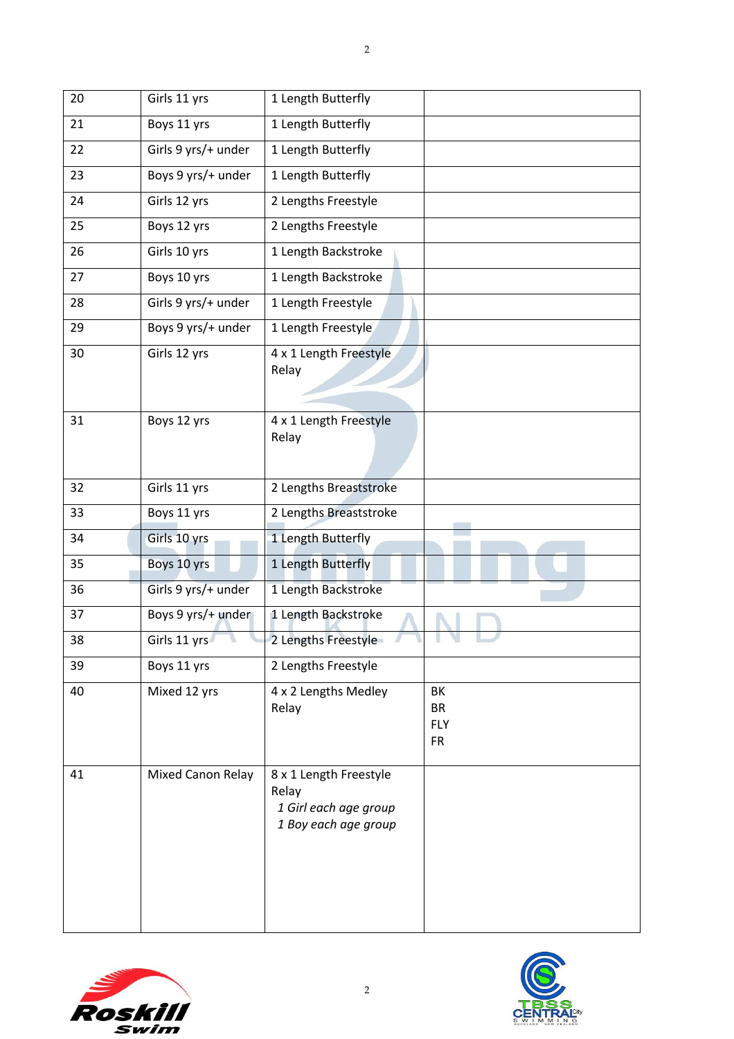| | | | |
|---|---|---|---|
| 20 | Girls 11 yrs | 1 Length Butterfly | |
| 21 | Boys 11 yrs | 1 Length Butterfly | |
| 22 | Girls 9 yrs/+ under | 1 Length Butterfly | |
| 23 | Boys 9 yrs/+ under | 1 Length Butterfly | |
| 24 | Girls 12 yrs | 2 Lengths Freestyle | |
| 25 | Boys 12 yrs | 2 Lengths Freestyle | |
| 26 | Girls 10 yrs | 1 Length Backstroke | |
| 27 | Boys 10 yrs | 1 Length Backstroke | |
| 28 | Girls 9 yrs/+ under | 1 Length Freestyle | |
| 29 | Boys 9 yrs/+ under | 1 Length Freestyle | |
| 30 | Girls 12 yrs | 4 x 1 Length Freestyle Relay | |
| 31 | Boys 12 yrs | 4 x 1 Length Freestyle Relay | |
| 32 | Girls 11 yrs | 2 Lengths Breaststroke | |
| 33 | Boys 11 yrs | 2 Lengths Breaststroke | |
| 34 | Girls 10 yrs | 1 Length Butterfly | |
| 35 | Boys 10 yrs | 1 Length Butterfly | |
| 36 | Girls 9 yrs/+ under | 1 Length Backstroke | |
| 37 | Boys 9 yrs/+ under | 1 Length Backstroke | |
| 38 | Girls 11 yrs | 2 Lengths Freestyle | |
| 39 | Boys 11 yrs | 2 Lengths Freestyle | |
| 40 | Mixed 12 yrs | 4 x 2 Lengths Medley Relay | BK<br>BR<br>FLY<br>FR |
| 41 | Mixed Canon Relay | 8 x 1 Length Freestyle Relay<br>*1 Girl each age group*<br>*1 Boy each age group* | |